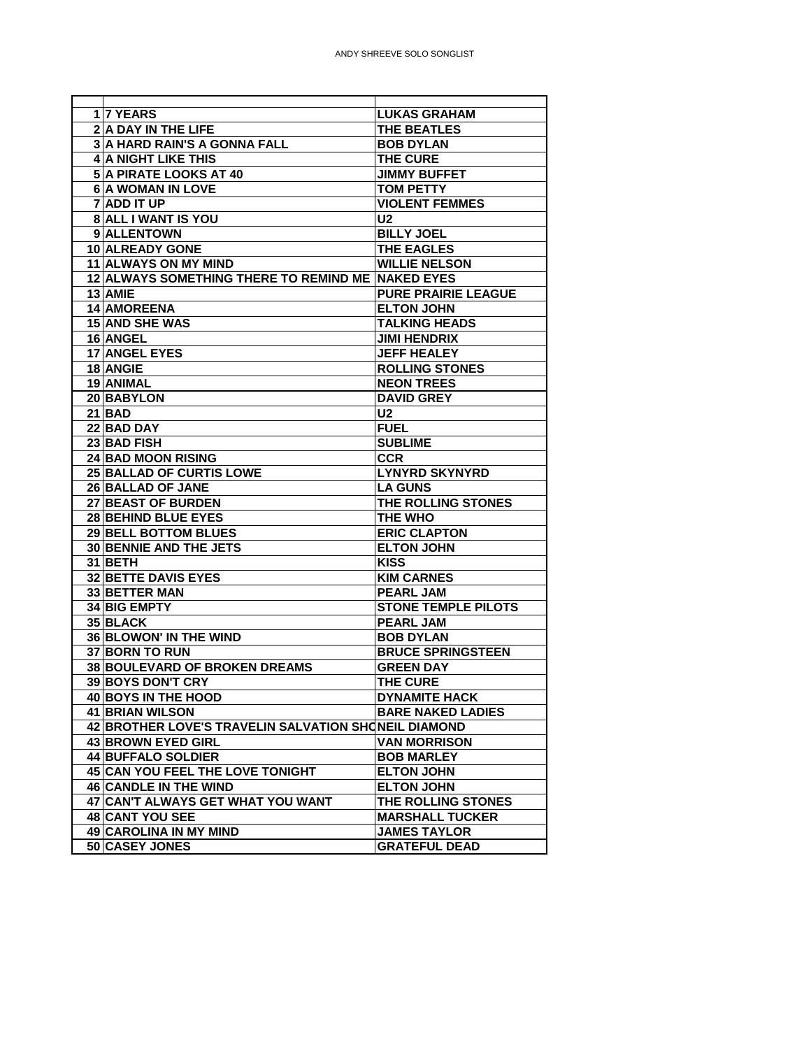ANDY SHREEVE SOLO SONGLIST

| | | |
|---|---|---|
| 1 | 7 YEARS | LUKAS GRAHAM |
| 2 | A DAY IN THE LIFE | THE BEATLES |
| 3 | A HARD RAIN'S A GONNA FALL | BOB DYLAN |
| 4 | A NIGHT LIKE THIS | THE CURE |
| 5 | A PIRATE LOOKS AT 40 | JIMMY BUFFET |
| 6 | A WOMAN IN LOVE | TOM PETTY |
| 7 | ADD IT UP | VIOLENT FEMMES |
| 8 | ALL I WANT IS YOU | U2 |
| 9 | ALLENTOWN | BILLY JOEL |
| 10 | ALREADY GONE | THE EAGLES |
| 11 | ALWAYS ON MY MIND | WILLIE NELSON |
| 12 | ALWAYS SOMETHING THERE TO REMIND ME | NAKED EYES |
| 13 | AMIE | PURE PRAIRIE LEAGUE |
| 14 | AMOREENA | ELTON JOHN |
| 15 | AND SHE WAS | TALKING HEADS |
| 16 | ANGEL | JIMI HENDRIX |
| 17 | ANGEL EYES | JEFF HEALEY |
| 18 | ANGIE | ROLLING STONES |
| 19 | ANIMAL | NEON TREES |
| 20 | BABYLON | DAVID GREY |
| 21 | BAD | U2 |
| 22 | BAD DAY | FUEL |
| 23 | BAD FISH | SUBLIME |
| 24 | BAD MOON RISING | CCR |
| 25 | BALLAD OF CURTIS LOWE | LYNYRD SKYNYRD |
| 26 | BALLAD OF JANE | LA GUNS |
| 27 | BEAST OF BURDEN | THE ROLLING STONES |
| 28 | BEHIND BLUE EYES | THE WHO |
| 29 | BELL BOTTOM BLUES | ERIC CLAPTON |
| 30 | BENNIE AND THE JETS | ELTON JOHN |
| 31 | BETH | KISS |
| 32 | BETTE DAVIS EYES | KIM CARNES |
| 33 | BETTER MAN | PEARL JAM |
| 34 | BIG EMPTY | STONE TEMPLE PILOTS |
| 35 | BLACK | PEARL JAM |
| 36 | BLOWON' IN THE WIND | BOB DYLAN |
| 37 | BORN TO RUN | BRUCE SPRINGSTEEN |
| 38 | BOULEVARD OF BROKEN DREAMS | GREEN DAY |
| 39 | BOYS DON'T CRY | THE CURE |
| 40 | BOYS IN THE HOOD | DYNAMITE HACK |
| 41 | BRIAN WILSON | BARE NAKED LADIES |
| 42 | BROTHER LOVE'S TRAVELIN SALVATION SHO | NEIL DIAMOND |
| 43 | BROWN EYED GIRL | VAN MORRISON |
| 44 | BUFFALO SOLDIER | BOB MARLEY |
| 45 | CAN YOU FEEL THE LOVE TONIGHT | ELTON JOHN |
| 46 | CANDLE IN THE WIND | ELTON JOHN |
| 47 | CAN'T ALWAYS GET WHAT YOU WANT | THE ROLLING STONES |
| 48 | CANT YOU SEE | MARSHALL TUCKER |
| 49 | CAROLINA IN MY MIND | JAMES TAYLOR |
| 50 | CASEY JONES | GRATEFUL DEAD |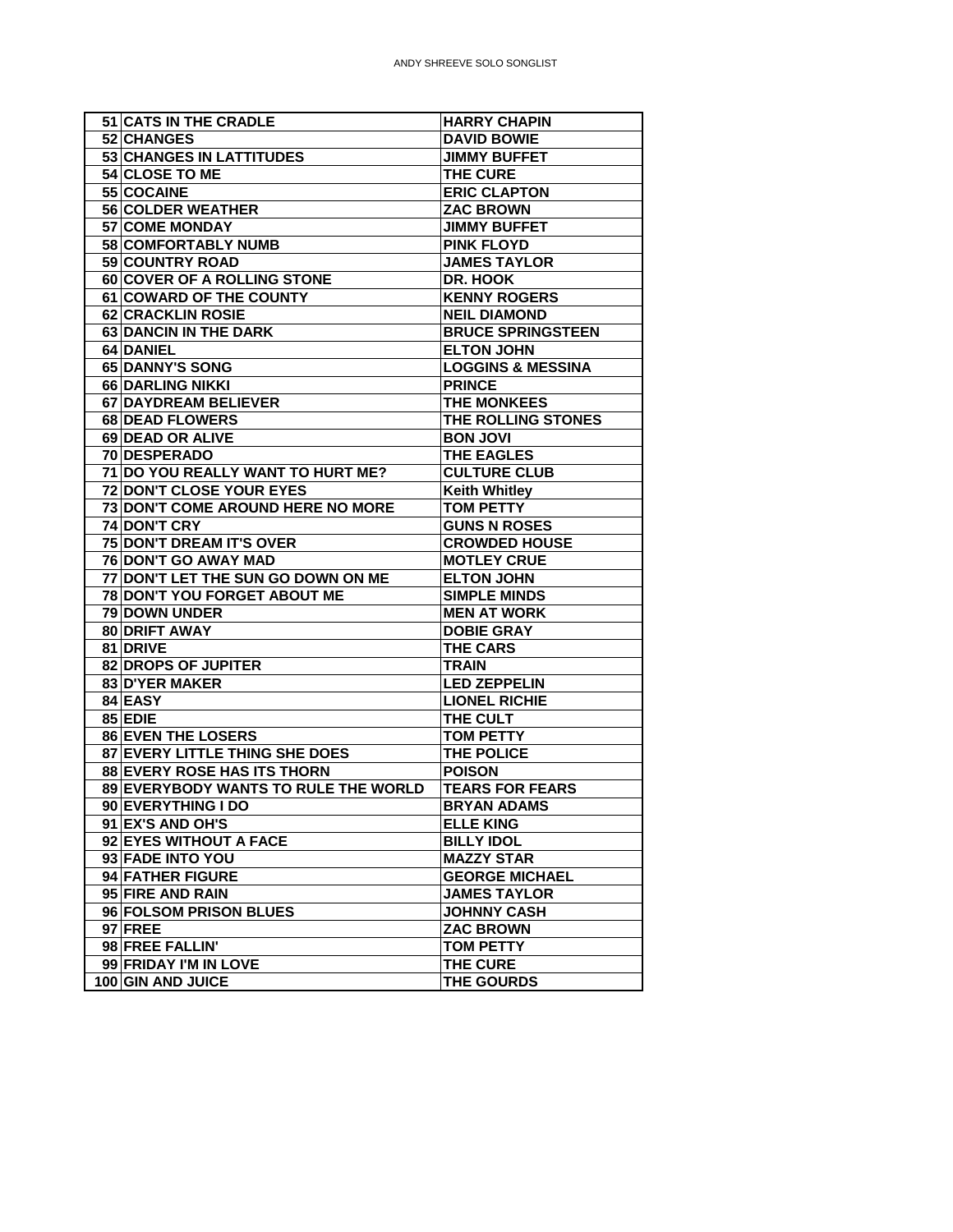| | | |
|---|---|---|
| 51 | CATS IN THE CRADLE | HARRY CHAPIN |
| 52 | CHANGES | DAVID BOWIE |
| 53 | CHANGES IN LATTITUDES | JIMMY BUFFET |
| 54 | CLOSE TO ME | THE CURE |
| 55 | COCAINE | ERIC CLAPTON |
| 56 | COLDER WEATHER | ZAC BROWN |
| 57 | COME MONDAY | JIMMY BUFFET |
| 58 | COMFORTABLY NUMB | PINK FLOYD |
| 59 | COUNTRY ROAD | JAMES TAYLOR |
| 60 | COVER OF A ROLLING STONE | DR. HOOK |
| 61 | COWARD OF THE COUNTY | KENNY ROGERS |
| 62 | CRACKLIN ROSIE | NEIL DIAMOND |
| 63 | DANCIN IN THE DARK | BRUCE SPRINGSTEEN |
| 64 | DANIEL | ELTON JOHN |
| 65 | DANNY'S SONG | LOGGINS & MESSINA |
| 66 | DARLING NIKKI | PRINCE |
| 67 | DAYDREAM BELIEVER | THE MONKEES |
| 68 | DEAD FLOWERS | THE ROLLING STONES |
| 69 | DEAD OR ALIVE | BON JOVI |
| 70 | DESPERADO | THE EAGLES |
| 71 | DO YOU REALLY WANT TO HURT ME? | CULTURE CLUB |
| 72 | DON'T CLOSE YOUR EYES | Keith Whitley |
| 73 | DON'T COME AROUND HERE NO MORE | TOM PETTY |
| 74 | DON'T CRY | GUNS N ROSES |
| 75 | DON'T DREAM IT'S OVER | CROWDED HOUSE |
| 76 | DON'T GO AWAY MAD | MOTLEY CRUE |
| 77 | DON'T LET THE SUN GO DOWN ON ME | ELTON JOHN |
| 78 | DON'T YOU FORGET ABOUT ME | SIMPLE MINDS |
| 79 | DOWN UNDER | MEN AT WORK |
| 80 | DRIFT AWAY | DOBIE GRAY |
| 81 | DRIVE | THE CARS |
| 82 | DROPS OF JUPITER | TRAIN |
| 83 | D'YER MAKER | LED ZEPPELIN |
| 84 | EASY | LIONEL RICHIE |
| 85 | EDIE | THE CULT |
| 86 | EVEN THE LOSERS | TOM PETTY |
| 87 | EVERY LITTLE THING SHE DOES | THE POLICE |
| 88 | EVERY ROSE HAS ITS THORN | POISON |
| 89 | EVERYBODY WANTS TO RULE THE WORLD | TEARS FOR FEARS |
| 90 | EVERYTHING I DO | BRYAN ADAMS |
| 91 | EX'S AND OH'S | ELLE KING |
| 92 | EYES WITHOUT A FACE | BILLY IDOL |
| 93 | FADE INTO YOU | MAZZY STAR |
| 94 | FATHER FIGURE | GEORGE MICHAEL |
| 95 | FIRE AND RAIN | JAMES TAYLOR |
| 96 | FOLSOM PRISON BLUES | JOHNNY CASH |
| 97 | FREE | ZAC BROWN |
| 98 | FREE FALLIN' | TOM PETTY |
| 99 | FRIDAY I'M IN LOVE | THE CURE |
| 100 | GIN AND JUICE | THE GOURDS |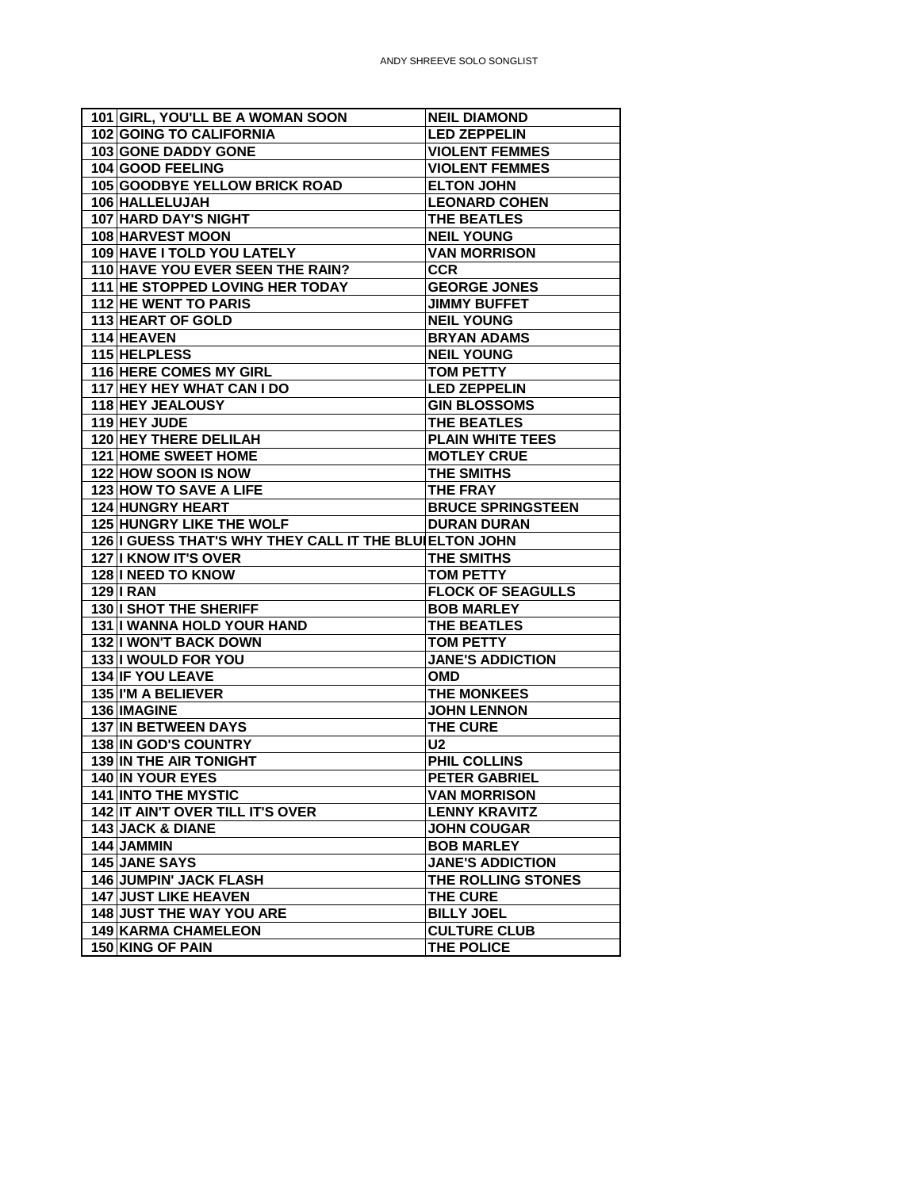| 101 | GIRL, YOU'LL BE A WOMAN SOON | NEIL DIAMOND |
|---|---|---|
| 102 | GOING TO CALIFORNIA | LED ZEPPELIN |
| 103 | GONE DADDY GONE | VIOLENT FEMMES |
| 104 | GOOD FEELING | VIOLENT FEMMES |
| 105 | GOODBYE YELLOW BRICK ROAD | ELTON JOHN |
| 106 | HALLELUJAH | LEONARD COHEN |
| 107 | HARD DAY'S NIGHT | THE BEATLES |
| 108 | HARVEST MOON | NEIL YOUNG |
| 109 | HAVE I TOLD YOU LATELY | VAN MORRISON |
| 110 | HAVE YOU EVER SEEN THE RAIN? | CCR |
| 111 | HE STOPPED LOVING HER TODAY | GEORGE JONES |
| 112 | HE WENT TO PARIS | JIMMY BUFFET |
| 113 | HEART OF GOLD | NEIL YOUNG |
| 114 | HEAVEN | BRYAN ADAMS |
| 115 | HELPLESS | NEIL YOUNG |
| 116 | HERE COMES MY GIRL | TOM PETTY |
| 117 | HEY HEY WHAT CAN I DO | LED ZEPPELIN |
| 118 | HEY JEALOUSY | GIN BLOSSOMS |
| 119 | HEY JUDE | THE BEATLES |
| 120 | HEY THERE DELILAH | PLAIN WHITE TEES |
| 121 | HOME SWEET HOME | MOTLEY CRUE |
| 122 | HOW SOON IS NOW | THE SMITHS |
| 123 | HOW TO SAVE A LIFE | THE FRAY |
| 124 | HUNGRY HEART | BRUCE SPRINGSTEEN |
| 125 | HUNGRY LIKE THE WOLF | DURAN DURAN |
| 126 | I GUESS THAT'S WHY THEY CALL IT THE BLU | ELTON JOHN |
| 127 | I KNOW IT'S OVER | THE SMITHS |
| 128 | I NEED TO KNOW | TOM PETTY |
| 129 | I RAN | FLOCK OF SEAGULLS |
| 130 | I SHOT THE SHERIFF | BOB MARLEY |
| 131 | I WANNA HOLD YOUR HAND | THE BEATLES |
| 132 | I WON'T BACK DOWN | TOM PETTY |
| 133 | I WOULD FOR YOU | JANE'S ADDICTION |
| 134 | IF YOU LEAVE | OMD |
| 135 | I'M A BELIEVER | THE MONKEES |
| 136 | IMAGINE | JOHN LENNON |
| 137 | IN BETWEEN DAYS | THE CURE |
| 138 | IN GOD'S COUNTRY | U2 |
| 139 | IN THE AIR TONIGHT | PHIL COLLINS |
| 140 | IN YOUR EYES | PETER GABRIEL |
| 141 | INTO THE MYSTIC | VAN MORRISON |
| 142 | IT AIN'T OVER TILL IT'S OVER | LENNY KRAVITZ |
| 143 | JACK & DIANE | JOHN COUGAR |
| 144 | JAMMIN | BOB MARLEY |
| 145 | JANE SAYS | JANE'S ADDICTION |
| 146 | JUMPIN' JACK FLASH | THE ROLLING STONES |
| 147 | JUST LIKE HEAVEN | THE CURE |
| 148 | JUST THE WAY YOU ARE | BILLY JOEL |
| 149 | KARMA CHAMELEON | CULTURE CLUB |
| 150 | KING OF PAIN | THE POLICE |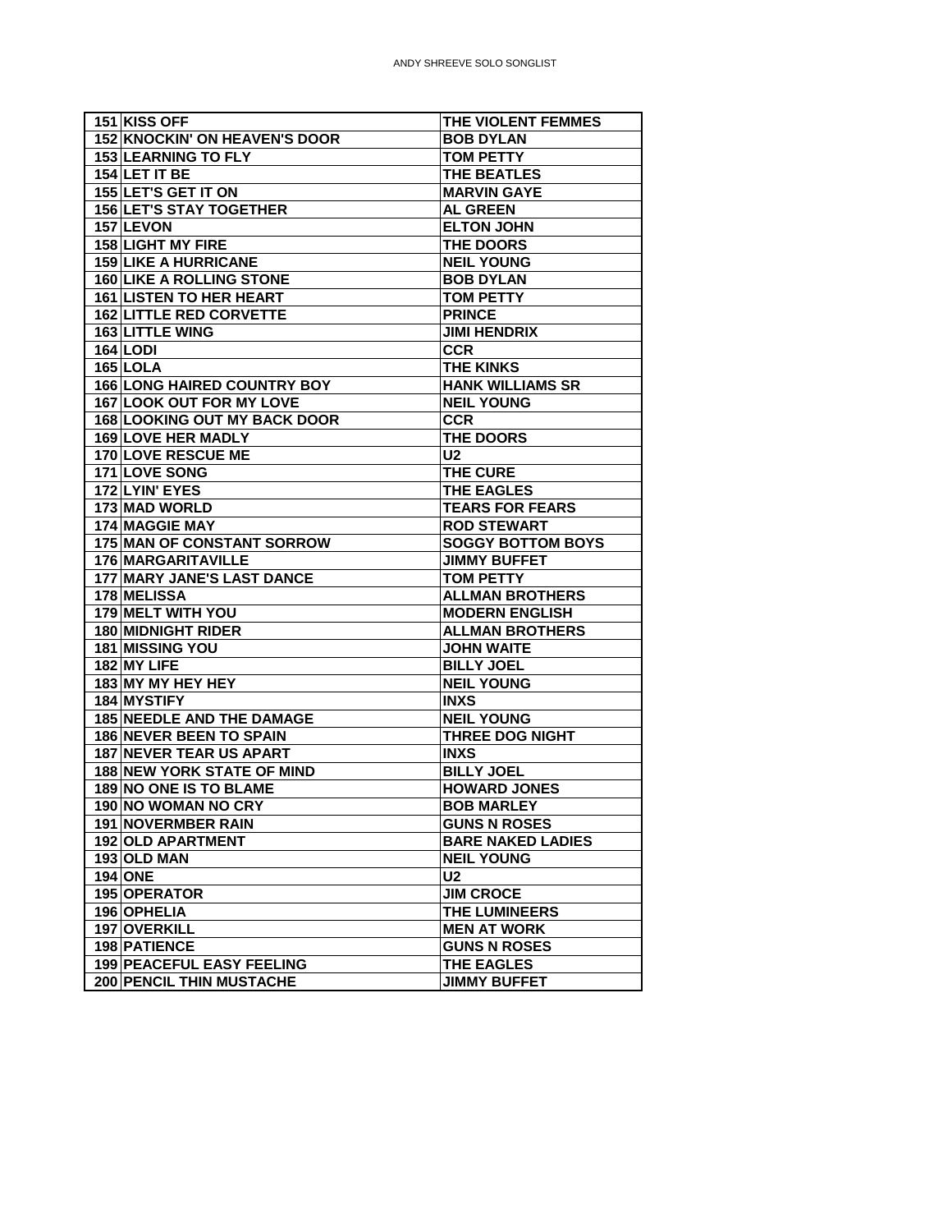| 151 | KISS OFF | THE VIOLENT FEMMES |
|---|---|---|
| 152 | KNOCKIN' ON HEAVEN'S DOOR | BOB DYLAN |
| 153 | LEARNING TO FLY | TOM PETTY |
| 154 | LET IT BE | THE BEATLES |
| 155 | LET'S GET IT ON | MARVIN GAYE |
| 156 | LET'S STAY TOGETHER | AL GREEN |
| 157 | LEVON | ELTON JOHN |
| 158 | LIGHT MY FIRE | THE DOORS |
| 159 | LIKE A HURRICANE | NEIL YOUNG |
| 160 | LIKE A ROLLING STONE | BOB DYLAN |
| 161 | LISTEN TO HER HEART | TOM PETTY |
| 162 | LITTLE RED CORVETTE | PRINCE |
| 163 | LITTLE WING | JIMI HENDRIX |
| 164 | LODI | CCR |
| 165 | LOLA | THE KINKS |
| 166 | LONG HAIRED COUNTRY BOY | HANK WILLIAMS SR |
| 167 | LOOK OUT FOR MY LOVE | NEIL YOUNG |
| 168 | LOOKING OUT MY BACK DOOR | CCR |
| 169 | LOVE HER MADLY | THE DOORS |
| 170 | LOVE RESCUE ME | U2 |
| 171 | LOVE SONG | THE CURE |
| 172 | LYIN' EYES | THE EAGLES |
| 173 | MAD WORLD | TEARS FOR FEARS |
| 174 | MAGGIE MAY | ROD STEWART |
| 175 | MAN OF CONSTANT SORROW | SOGGY BOTTOM BOYS |
| 176 | MARGARITAVILLE | JIMMY BUFFET |
| 177 | MARY JANE'S LAST DANCE | TOM PETTY |
| 178 | MELISSA | ALLMAN BROTHERS |
| 179 | MELT WITH YOU | MODERN ENGLISH |
| 180 | MIDNIGHT RIDER | ALLMAN BROTHERS |
| 181 | MISSING YOU | JOHN WAITE |
| 182 | MY LIFE | BILLY JOEL |
| 183 | MY MY HEY HEY | NEIL YOUNG |
| 184 | MYSTIFY | INXS |
| 185 | NEEDLE AND THE DAMAGE | NEIL YOUNG |
| 186 | NEVER BEEN TO SPAIN | THREE DOG NIGHT |
| 187 | NEVER TEAR US APART | INXS |
| 188 | NEW YORK STATE OF MIND | BILLY JOEL |
| 189 | NO ONE IS TO BLAME | HOWARD JONES |
| 190 | NO WOMAN NO CRY | BOB MARLEY |
| 191 | NOVERMBER RAIN | GUNS N ROSES |
| 192 | OLD APARTMENT | BARE NAKED LADIES |
| 193 | OLD MAN | NEIL YOUNG |
| 194 | ONE | U2 |
| 195 | OPERATOR | JIM CROCE |
| 196 | OPHELIA | THE LUMINEERS |
| 197 | OVERKILL | MEN AT WORK |
| 198 | PATIENCE | GUNS N ROSES |
| 199 | PEACEFUL EASY FEELING | THE EAGLES |
| 200 | PENCIL THIN MUSTACHE | JIMMY BUFFET |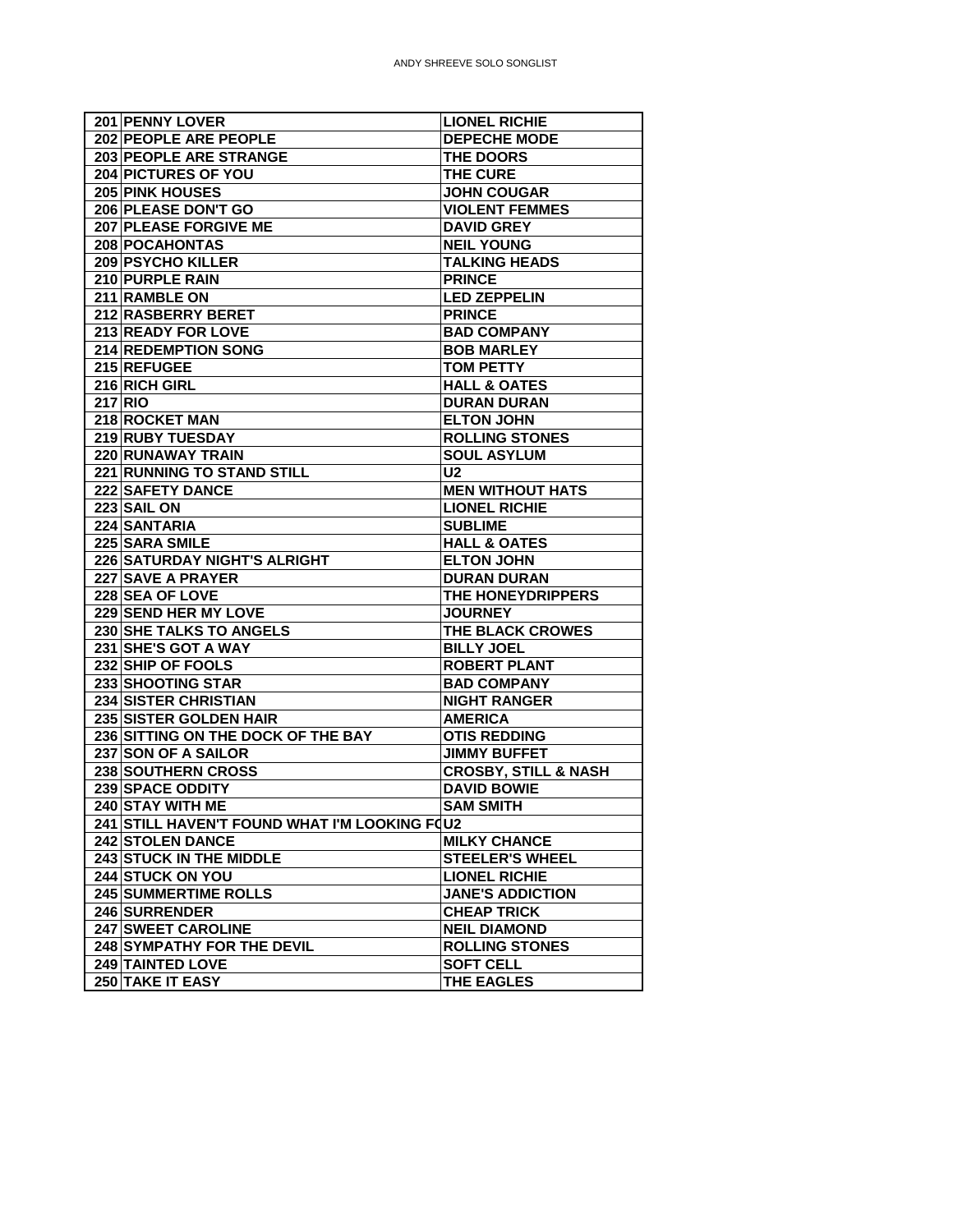| | | |
|---|---|---|
| 201 | PENNY LOVER | LIONEL RICHIE |
| 202 | PEOPLE ARE PEOPLE | DEPECHE MODE |
| 203 | PEOPLE ARE STRANGE | THE DOORS |
| 204 | PICTURES OF YOU | THE CURE |
| 205 | PINK HOUSES | JOHN COUGAR |
| 206 | PLEASE DON'T GO | VIOLENT FEMMES |
| 207 | PLEASE FORGIVE ME | DAVID GREY |
| 208 | POCAHONTAS | NEIL YOUNG |
| 209 | PSYCHO KILLER | TALKING HEADS |
| 210 | PURPLE RAIN | PRINCE |
| 211 | RAMBLE ON | LED ZEPPELIN |
| 212 | RASBERRY BERET | PRINCE |
| 213 | READY FOR LOVE | BAD COMPANY |
| 214 | REDEMPTION SONG | BOB MARLEY |
| 215 | REFUGEE | TOM PETTY |
| 216 | RICH GIRL | HALL & OATES |
| 217 | RIO | DURAN DURAN |
| 218 | ROCKET MAN | ELTON JOHN |
| 219 | RUBY TUESDAY | ROLLING STONES |
| 220 | RUNAWAY TRAIN | SOUL ASYLUM |
| 221 | RUNNING TO STAND STILL | U2 |
| 222 | SAFETY DANCE | MEN WITHOUT HATS |
| 223 | SAIL ON | LIONEL RICHIE |
| 224 | SANTARIA | SUBLIME |
| 225 | SARA SMILE | HALL & OATES |
| 226 | SATURDAY NIGHT'S ALRIGHT | ELTON JOHN |
| 227 | SAVE A PRAYER | DURAN DURAN |
| 228 | SEA OF LOVE | THE HONEYDRIPPERS |
| 229 | SEND HER MY LOVE | JOURNEY |
| 230 | SHE TALKS TO ANGELS | THE BLACK CROWES |
| 231 | SHE'S GOT A WAY | BILLY JOEL |
| 232 | SHIP OF FOOLS | ROBERT PLANT |
| 233 | SHOOTING STAR | BAD COMPANY |
| 234 | SISTER CHRISTIAN | NIGHT RANGER |
| 235 | SISTER GOLDEN HAIR | AMERICA |
| 236 | SITTING ON THE DOCK OF THE BAY | OTIS REDDING |
| 237 | SON OF A SAILOR | JIMMY BUFFET |
| 238 | SOUTHERN CROSS | CROSBY, STILL & NASH |
| 239 | SPACE ODDITY | DAVID BOWIE |
| 240 | STAY WITH ME | SAM SMITH |
| 241 | STILL HAVEN'T FOUND WHAT I'M LOOKING FO | U2 |
| 242 | STOLEN DANCE | MILKY CHANCE |
| 243 | STUCK IN THE MIDDLE | STEELER'S WHEEL |
| 244 | STUCK ON YOU | LIONEL RICHIE |
| 245 | SUMMERTIME ROLLS | JANE'S ADDICTION |
| 246 | SURRENDER | CHEAP TRICK |
| 247 | SWEET CAROLINE | NEIL DIAMOND |
| 248 | SYMPATHY FOR THE DEVIL | ROLLING STONES |
| 249 | TAINTED LOVE | SOFT CELL |
| 250 | TAKE IT EASY | THE EAGLES |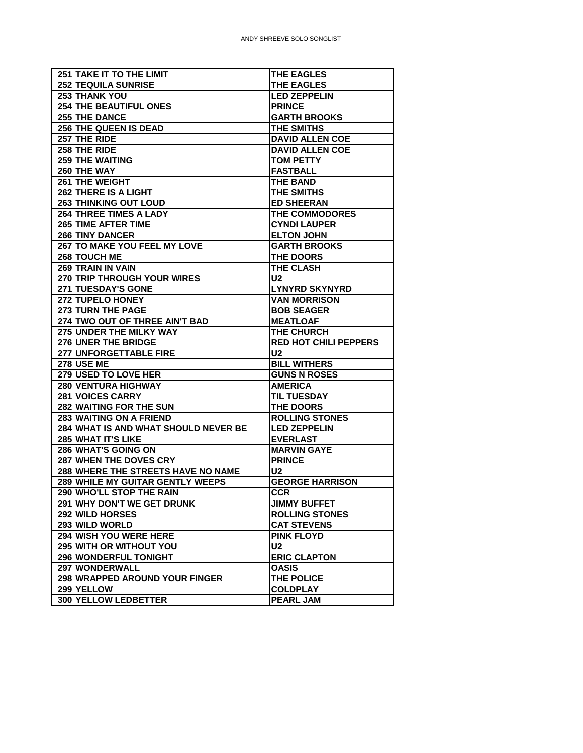| | | |
|---|---|---|
| 251 | TAKE IT TO THE LIMIT | THE EAGLES |
| 252 | TEQUILA SUNRISE | THE EAGLES |
| 253 | THANK YOU | LED ZEPPELIN |
| 254 | THE BEAUTIFUL ONES | PRINCE |
| 255 | THE DANCE | GARTH BROOKS |
| 256 | THE QUEEN IS DEAD | THE SMITHS |
| 257 | THE RIDE | DAVID ALLEN COE |
| 258 | THE RIDE | DAVID ALLEN COE |
| 259 | THE WAITING | TOM PETTY |
| 260 | THE WAY | FASTBALL |
| 261 | THE WEIGHT | THE BAND |
| 262 | THERE IS A LIGHT | THE SMITHS |
| 263 | THINKING OUT LOUD | ED SHEERAN |
| 264 | THREE TIMES A LADY | THE COMMODORES |
| 265 | TIME AFTER TIME | CYNDI LAUPER |
| 266 | TINY DANCER | ELTON JOHN |
| 267 | TO MAKE YOU FEEL MY LOVE | GARTH BROOKS |
| 268 | TOUCH ME | THE DOORS |
| 269 | TRAIN IN VAIN | THE CLASH |
| 270 | TRIP THROUGH YOUR WIRES | U2 |
| 271 | TUESDAY'S GONE | LYNYRD SKYNYRD |
| 272 | TUPELO HONEY | VAN MORRISON |
| 273 | TURN THE PAGE | BOB SEAGER |
| 274 | TWO OUT OF THREE AIN'T BAD | MEATLOAF |
| 275 | UNDER THE MILKY WAY | THE CHURCH |
| 276 | UNER THE BRIDGE | RED HOT CHILI PEPPERS |
| 277 | UNFORGETTABLE FIRE | U2 |
| 278 | USE ME | BILL WITHERS |
| 279 | USED TO LOVE HER | GUNS N ROSES |
| 280 | VENTURA HIGHWAY | AMERICA |
| 281 | VOICES CARRY | TIL TUESDAY |
| 282 | WAITING FOR THE SUN | THE DOORS |
| 283 | WAITING ON A FRIEND | ROLLING STONES |
| 284 | WHAT IS AND WHAT SHOULD NEVER BE | LED ZEPPELIN |
| 285 | WHAT IT'S LIKE | EVERLAST |
| 286 | WHAT'S GOING ON | MARVIN GAYE |
| 287 | WHEN THE DOVES CRY | PRINCE |
| 288 | WHERE THE STREETS HAVE NO NAME | U2 |
| 289 | WHILE MY GUITAR GENTLY WEEPS | GEORGE HARRISON |
| 290 | WHO'LL STOP THE RAIN | CCR |
| 291 | WHY DON'T WE GET DRUNK | JIMMY BUFFET |
| 292 | WILD HORSES | ROLLING STONES |
| 293 | WILD WORLD | CAT STEVENS |
| 294 | WISH YOU WERE HERE | PINK FLOYD |
| 295 | WITH OR WITHOUT YOU | U2 |
| 296 | WONDERFUL TONIGHT | ERIC CLAPTON |
| 297 | WONDERWALL | OASIS |
| 298 | WRAPPED AROUND YOUR FINGER | THE POLICE |
| 299 | YELLOW | COLDPLAY |
| 300 | YELLOW LEDBETTER | PEARL JAM |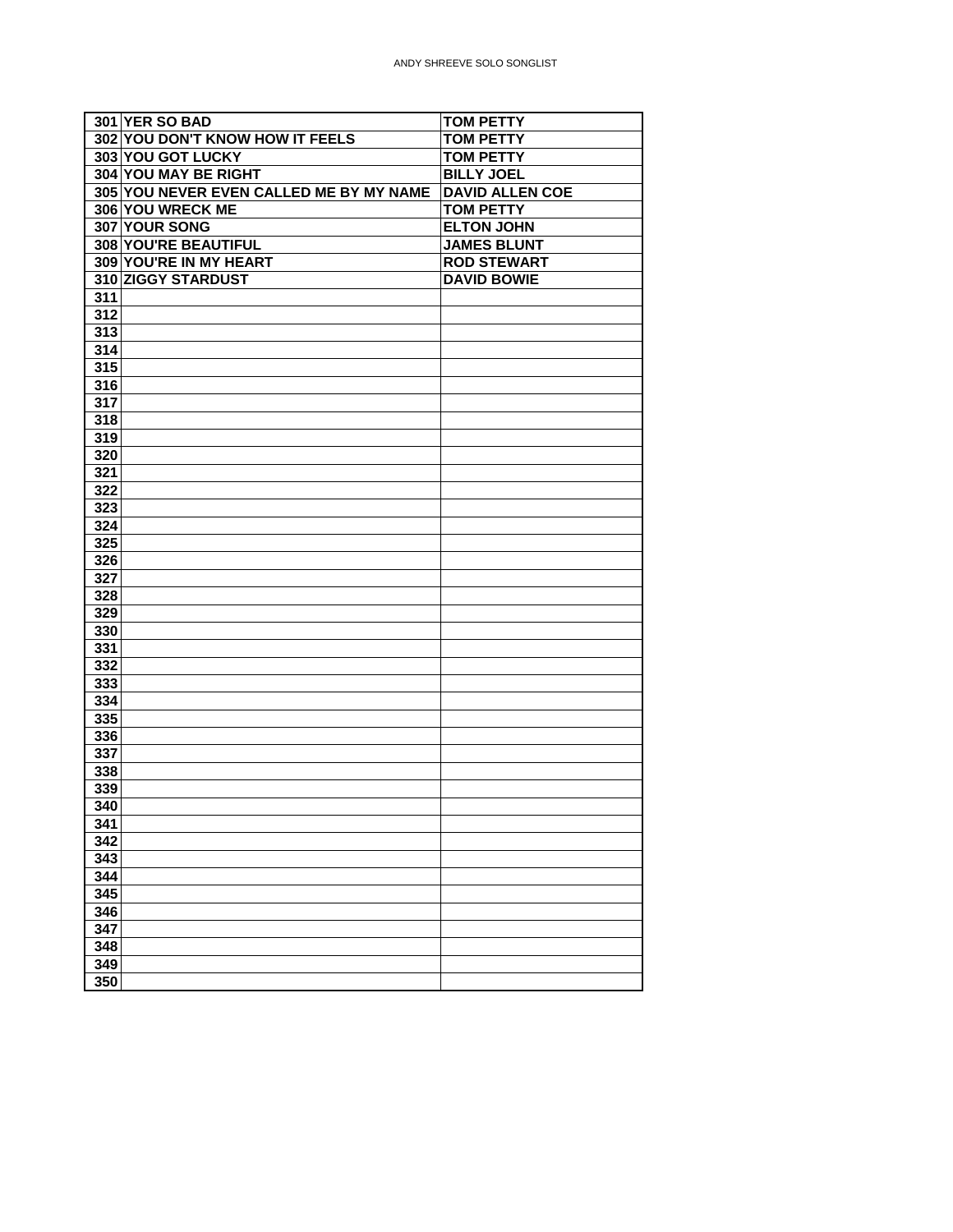| | | |
|---|---|---|
| 301 | YER SO BAD | TOM PETTY |
| 302 | YOU DON'T KNOW HOW IT FEELS | TOM PETTY |
| 303 | YOU GOT LUCKY | TOM PETTY |
| 304 | YOU MAY BE RIGHT | BILLY JOEL |
| 305 | YOU NEVER EVEN CALLED ME BY MY NAME | DAVID ALLEN COE |
| 306 | YOU WRECK ME | TOM PETTY |
| 307 | YOUR SONG | ELTON JOHN |
| 308 | YOU'RE BEAUTIFUL | JAMES BLUNT |
| 309 | YOU'RE IN MY HEART | ROD STEWART |
| 310 | ZIGGY STARDUST | DAVID BOWIE |
| 311 | | |
| 312 | | |
| 313 | | |
| 314 | | |
| 315 | | |
| 316 | | |
| 317 | | |
| 318 | | |
| 319 | | |
| 320 | | |
| 321 | | |
| 322 | | |
| 323 | | |
| 324 | | |
| 325 | | |
| 326 | | |
| 327 | | |
| 328 | | |
| 329 | | |
| 330 | | |
| 331 | | |
| 332 | | |
| 333 | | |
| 334 | | |
| 335 | | |
| 336 | | |
| 337 | | |
| 338 | | |
| 339 | | |
| 340 | | |
| 341 | | |
| 342 | | |
| 343 | | |
| 344 | | |
| 345 | | |
| 346 | | |
| 347 | | |
| 348 | | |
| 349 | | |
| 350 | | |